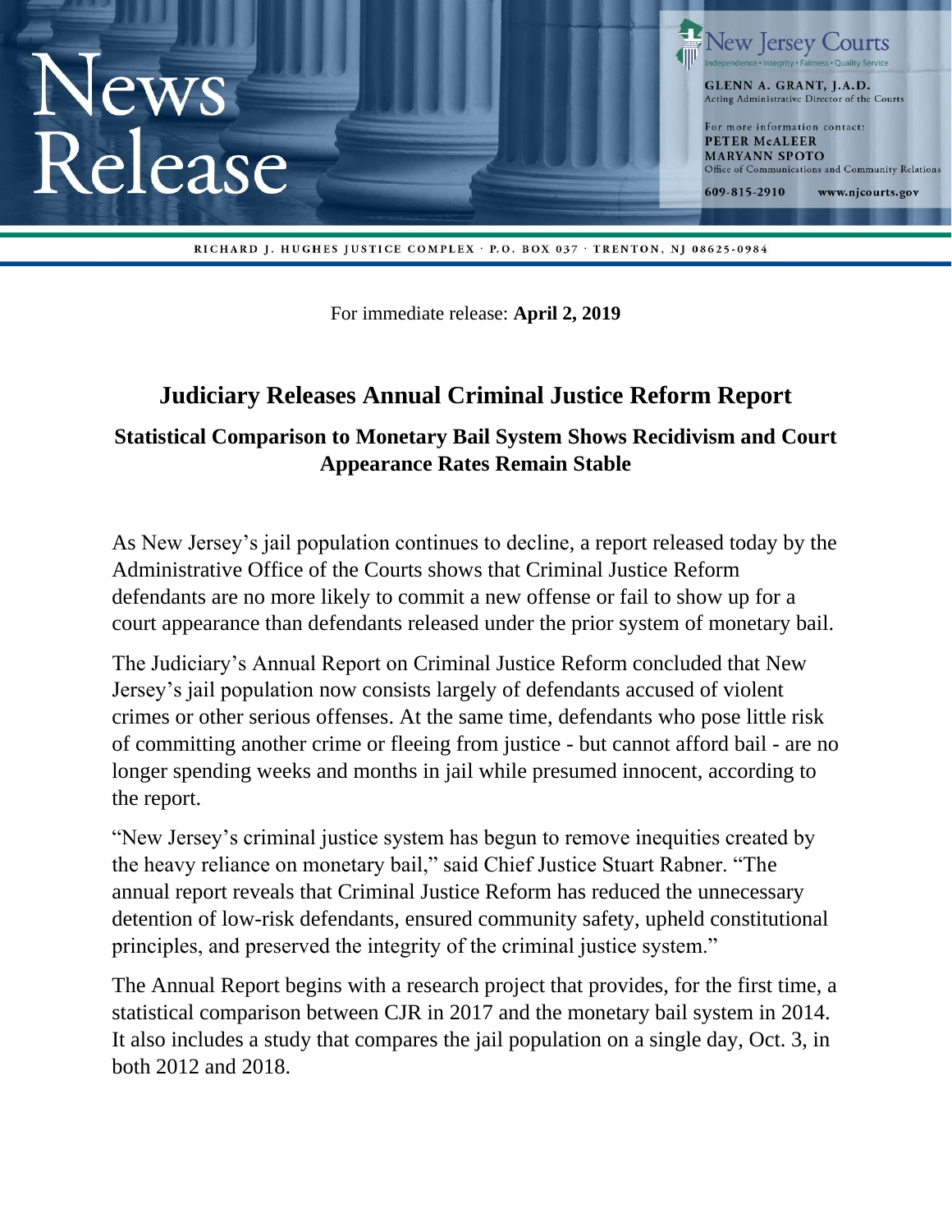# News Release

**New Jersey Courts**
Independence • Integrity • Fairness • Quality Service

**GLENN A. GRANT, J.A.D.**
Acting Administrative Director of the Courts

For more information contact:
**PETER McALEER**
**MARYANN SPOTO**
Office of Communications and Community Relations

609-815-2910 www.njcourts.gov

RICHARD J. HUGHES JUSTICE COMPLEX · P.O. BOX 037 · TRENTON, NJ 08625-0984

For immediate release: **April 2, 2019**

## Judiciary Releases Annual Criminal Justice Reform Report

### Statistical Comparison to Monetary Bail System Shows Recidivism and Court Appearance Rates Remain Stable

As New Jersey's jail population continues to decline, a report released today by the Administrative Office of the Courts shows that Criminal Justice Reform defendants are no more likely to commit a new offense or fail to show up for a court appearance than defendants released under the prior system of monetary bail.

The Judiciary's Annual Report on Criminal Justice Reform concluded that New Jersey's jail population now consists largely of defendants accused of violent crimes or other serious offenses. At the same time, defendants who pose little risk of committing another crime or fleeing from justice - but cannot afford bail - are no longer spending weeks and months in jail while presumed innocent, according to the report.

"New Jersey's criminal justice system has begun to remove inequities created by the heavy reliance on monetary bail," said Chief Justice Stuart Rabner. "The annual report reveals that Criminal Justice Reform has reduced the unnecessary detention of low-risk defendants, ensured community safety, upheld constitutional principles, and preserved the integrity of the criminal justice system."

The Annual Report begins with a research project that provides, for the first time, a statistical comparison between CJR in 2017 and the monetary bail system in 2014. It also includes a study that compares the jail population on a single day, Oct. 3, in both 2012 and 2018.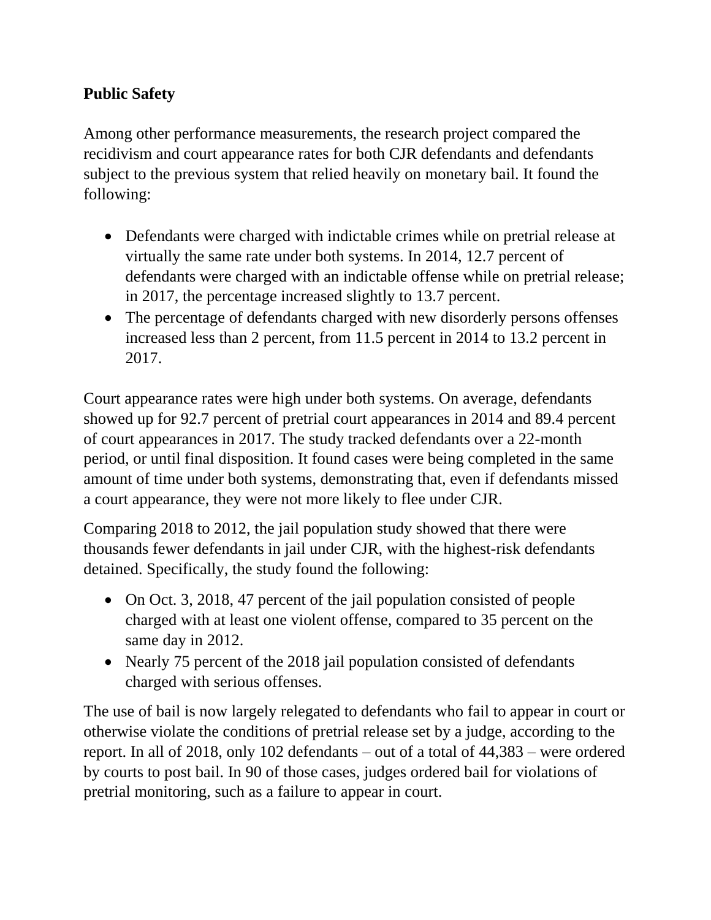**Public Safety**

Among other performance measurements, the research project compared the recidivism and court appearance rates for both CJR defendants and defendants subject to the previous system that relied heavily on monetary bail. It found the following:

- Defendants were charged with indictable crimes while on pretrial release at virtually the same rate under both systems. In 2014, 12.7 percent of defendants were charged with an indictable offense while on pretrial release; in 2017, the percentage increased slightly to 13.7 percent.
- The percentage of defendants charged with new disorderly persons offenses increased less than 2 percent, from 11.5 percent in 2014 to 13.2 percent in 2017.

Court appearance rates were high under both systems. On average, defendants showed up for 92.7 percent of pretrial court appearances in 2014 and 89.4 percent of court appearances in 2017. The study tracked defendants over a 22-month period, or until final disposition. It found cases were being completed in the same amount of time under both systems, demonstrating that, even if defendants missed a court appearance, they were not more likely to flee under CJR.

Comparing 2018 to 2012, the jail population study showed that there were thousands fewer defendants in jail under CJR, with the highest-risk defendants detained. Specifically, the study found the following:

- On Oct. 3, 2018, 47 percent of the jail population consisted of people charged with at least one violent offense, compared to 35 percent on the same day in 2012.
- Nearly 75 percent of the 2018 jail population consisted of defendants charged with serious offenses.

The use of bail is now largely relegated to defendants who fail to appear in court or otherwise violate the conditions of pretrial release set by a judge, according to the report. In all of 2018, only 102 defendants – out of a total of 44,383 – were ordered by courts to post bail. In 90 of those cases, judges ordered bail for violations of pretrial monitoring, such as a failure to appear in court.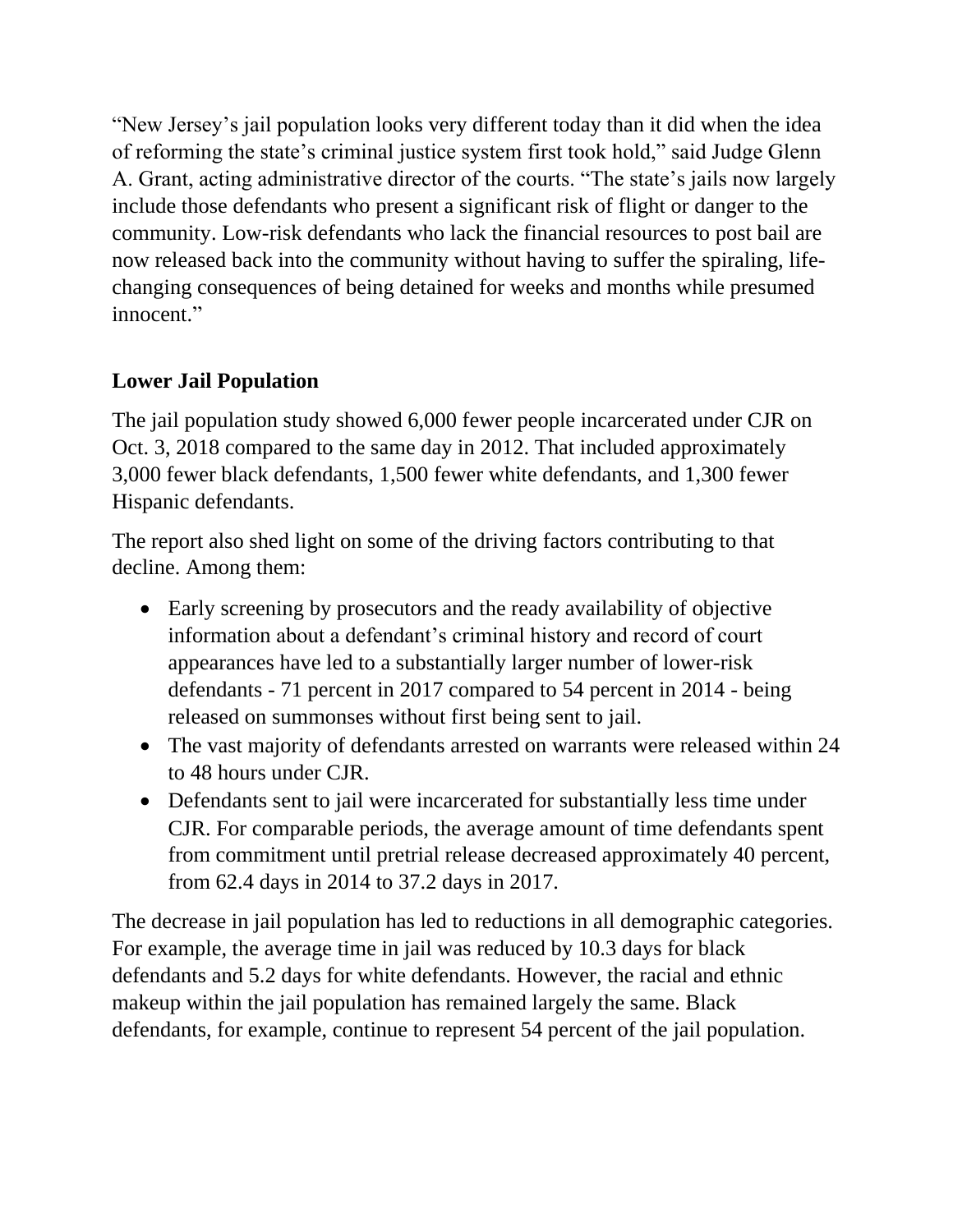"New Jersey's jail population looks very different today than it did when the idea of reforming the state's criminal justice system first took hold," said Judge Glenn A. Grant, acting administrative director of the courts. "The state's jails now largely include those defendants who present a significant risk of flight or danger to the community. Low-risk defendants who lack the financial resources to post bail are now released back into the community without having to suffer the spiraling, life-changing consequences of being detained for weeks and months while presumed innocent."

**Lower Jail Population**

The jail population study showed 6,000 fewer people incarcerated under CJR on Oct. 3, 2018 compared to the same day in 2012. That included approximately 3,000 fewer black defendants, 1,500 fewer white defendants, and 1,300 fewer Hispanic defendants.

The report also shed light on some of the driving factors contributing to that decline. Among them:

- Early screening by prosecutors and the ready availability of objective information about a defendant's criminal history and record of court appearances have led to a substantially larger number of lower-risk defendants - 71 percent in 2017 compared to 54 percent in 2014 - being released on summonses without first being sent to jail.
- The vast majority of defendants arrested on warrants were released within 24 to 48 hours under CJR.
- Defendants sent to jail were incarcerated for substantially less time under CJR. For comparable periods, the average amount of time defendants spent from commitment until pretrial release decreased approximately 40 percent, from 62.4 days in 2014 to 37.2 days in 2017.

The decrease in jail population has led to reductions in all demographic categories. For example, the average time in jail was reduced by 10.3 days for black defendants and 5.2 days for white defendants. However, the racial and ethnic makeup within the jail population has remained largely the same. Black defendants, for example, continue to represent 54 percent of the jail population.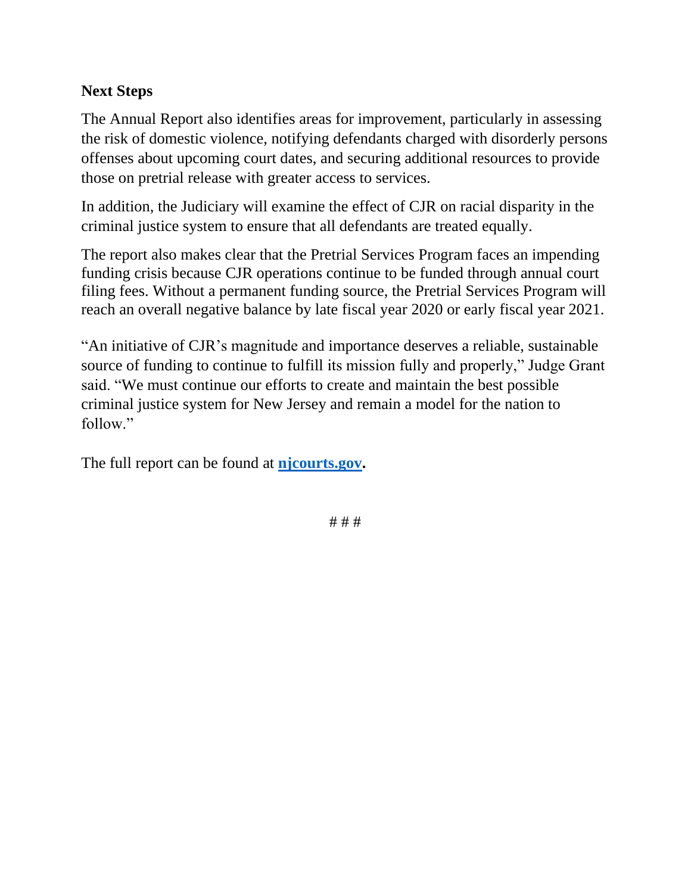**Next Steps**

The Annual Report also identifies areas for improvement, particularly in assessing the risk of domestic violence, notifying defendants charged with disorderly persons offenses about upcoming court dates, and securing additional resources to provide those on pretrial release with greater access to services.

In addition, the Judiciary will examine the effect of CJR on racial disparity in the criminal justice system to ensure that all defendants are treated equally.

The report also makes clear that the Pretrial Services Program faces an impending funding crisis because CJR operations continue to be funded through annual court filing fees. Without a permanent funding source, the Pretrial Services Program will reach an overall negative balance by late fiscal year 2020 or early fiscal year 2021.

"An initiative of CJR's magnitude and importance deserves a reliable, sustainable source of funding to continue to fulfill its mission fully and properly," Judge Grant said. "We must continue our efforts to create and maintain the best possible criminal justice system for New Jersey and remain a model for the nation to follow."

The full report can be found at **njcourts.gov.**

# # #